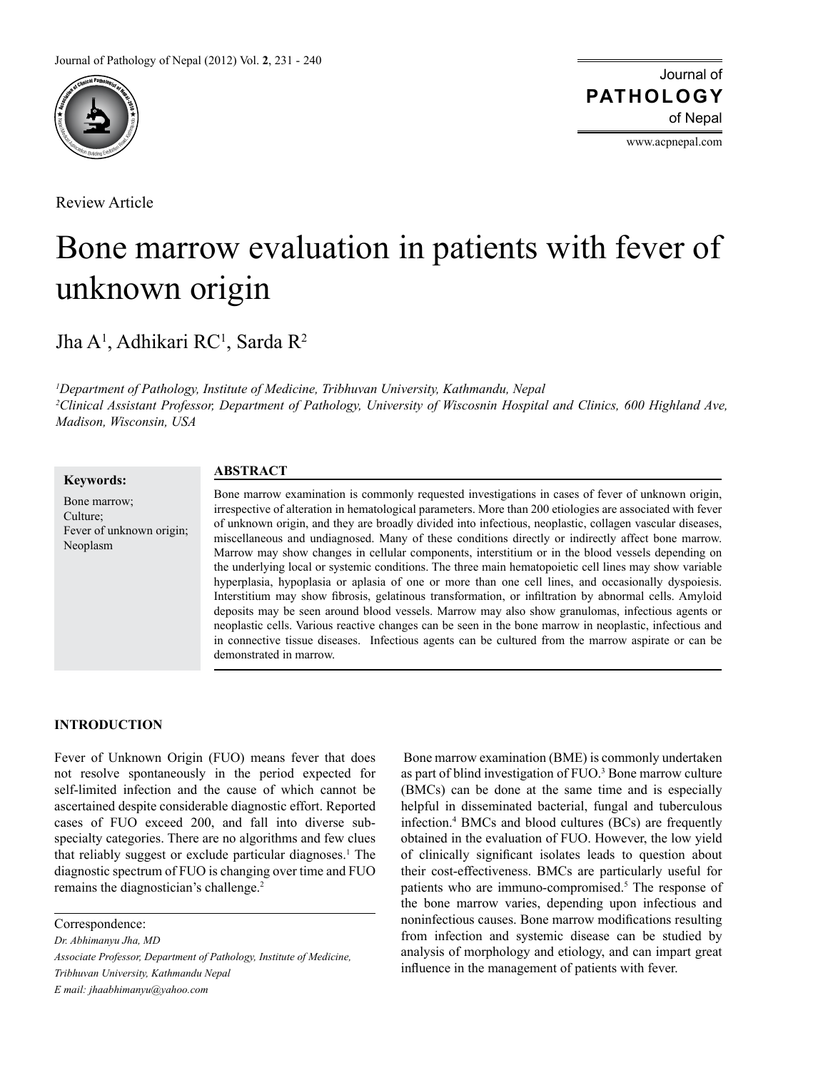Review Article

# Bone marrow evaluation in patients with fever of unknown origin

Jha A[1], Adhikari RC[1], Sarda R[2]

*[1]Department of Pathology, Institute of Medicine, Tribhuvan University, Kathmandu, Nepal*
*[2]Clinical Assistant Professor, Department of Pathology, University of Wiscosnin Hospital and Clinics, 600 Highland Ave, Madison, Wisconsin, USA*

**Keywords:**
Bone marrow;
Culture;
Fever of unknown origin;
Neoplasm

## ABSTRACT

Bone marrow examination is commonly requested investigations in cases of fever of unknown origin, irrespective of alteration in hematological parameters. More than 200 etiologies are associated with fever of unknown origin, and they are broadly divided into infectious, neoplastic, collagen vascular diseases, miscellaneous and undiagnosed. Many of these conditions directly or indirectly affect bone marrow. Marrow may show changes in cellular components, interstitium or in the blood vessels depending on the underlying local or systemic conditions. The three main hematopoietic cell lines may show variable hyperplasia, hypoplasia or aplasia of one or more than one cell lines, and occasionally dyspoiesis. Interstitium may show fibrosis, gelatinous transformation, or infiltration by abnormal cells. Amyloid deposits may be seen around blood vessels. Marrow may also show granulomas, infectious agents or neoplastic cells. Various reactive changes can be seen in the bone marrow in neoplastic, infectious and in connective tissue diseases. Infectious agents can be cultured from the marrow aspirate or can be demonstrated in marrow.

## INTRODUCTION

Fever of Unknown Origin (FUO) means fever that does not resolve spontaneously in the period expected for self-limited infection and the cause of which cannot be ascertained despite considerable diagnostic effort. Reported cases of FUO exceed 200, and fall into diverse sub-specialty categories. There are no algorithms and few clues that reliably suggest or exclude particular diagnoses.[1] The diagnostic spectrum of FUO is changing over time and FUO remains the diagnostician's challenge.[2]

Bone marrow examination (BME) is commonly undertaken as part of blind investigation of FUO.[3] Bone marrow culture (BMCs) can be done at the same time and is especially helpful in disseminated bacterial, fungal and tuberculous infection.[4] BMCs and blood cultures (BCs) are frequently obtained in the evaluation of FUO. However, the low yield of clinically significant isolates leads to question about their cost-effectiveness. BMCs are particularly useful for patients who are immuno-compromised.[5] The response of the bone marrow varies, depending upon infectious and noninfectious causes. Bone marrow modifications resulting from infection and systemic disease can be studied by analysis of morphology and etiology, and can impart great influence in the management of patients with fever.

Correspondence:
*Dr. Abhimanyu Jha, MD*
*Associate Professor, Department of Pathology, Institute of Medicine, Tribhuvan University, Kathmandu Nepal*
*E mail: jhaabhimanyu@yahoo.com*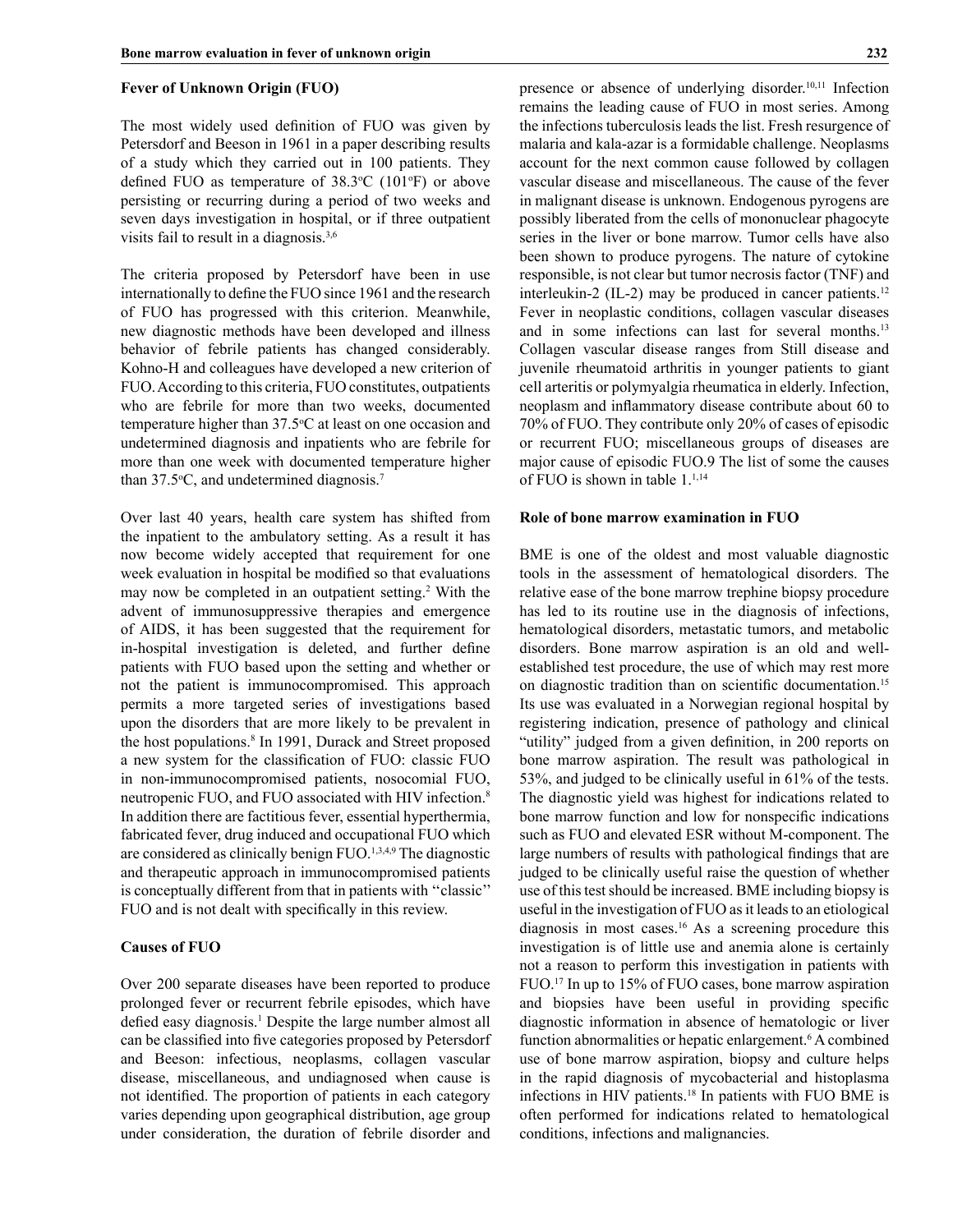## Fever of Unknown Origin (FUO)

The most widely used definition of FUO was given by Petersdorf and Beeson in 1961 in a paper describing results of a study which they carried out in 100 patients. They defined FUO as temperature of 38.3°C (101°F) or above persisting or recurring during a period of two weeks and seven days investigation in hospital, or if three outpatient visits fail to result in a diagnosis.[3,6]

The criteria proposed by Petersdorf have been in use internationally to define the FUO since 1961 and the research of FUO has progressed with this criterion. Meanwhile, new diagnostic methods have been developed and illness behavior of febrile patients has changed considerably. Kohno-H and colleagues have developed a new criterion of FUO. According to this criteria, FUO constitutes, outpatients who are febrile for more than two weeks, documented temperature higher than 37.5°C at least on one occasion and undetermined diagnosis and inpatients who are febrile for more than one week with documented temperature higher than 37.5°C, and undetermined diagnosis.[7]

Over last 40 years, health care system has shifted from the inpatient to the ambulatory setting. As a result it has now become widely accepted that requirement for one week evaluation in hospital be modified so that evaluations may now be completed in an outpatient setting.[2] With the advent of immunosuppressive therapies and emergence of AIDS, it has been suggested that the requirement for in-hospital investigation is deleted, and further define patients with FUO based upon the setting and whether or not the patient is immunocompromised. This approach permits a more targeted series of investigations based upon the disorders that are more likely to be prevalent in the host populations.[8] In 1991, Durack and Street proposed a new system for the classification of FUO: classic FUO in non-immunocompromised patients, nosocomial FUO, neutropenic FUO, and FUO associated with HIV infection.[8] In addition there are factitious fever, essential hyperthermia, fabricated fever, drug induced and occupational FUO which are considered as clinically benign FUO.[1,3,4,9] The diagnostic and therapeutic approach in immunocompromised patients is conceptually different from that in patients with ''classic'' FUO and is not dealt with specifically in this review.

## Causes of FUO

Over 200 separate diseases have been reported to produce prolonged fever or recurrent febrile episodes, which have defied easy diagnosis.[1] Despite the large number almost all can be classified into five categories proposed by Petersdorf and Beeson: infectious, neoplasms, collagen vascular disease, miscellaneous, and undiagnosed when cause is not identified. The proportion of patients in each category varies depending upon geographical distribution, age group under consideration, the duration of febrile disorder and presence or absence of underlying disorder.[10,11] Infection remains the leading cause of FUO in most series. Among the infections tuberculosis leads the list. Fresh resurgence of malaria and kala-azar is a formidable challenge. Neoplasms account for the next common cause followed by collagen vascular disease and miscellaneous. The cause of the fever in malignant disease is unknown. Endogenous pyrogens are possibly liberated from the cells of mononuclear phagocyte series in the liver or bone marrow. Tumor cells have also been shown to produce pyrogens. The nature of cytokine responsible, is not clear but tumor necrosis factor (TNF) and interleukin-2 (IL-2) may be produced in cancer patients.[12] Fever in neoplastic conditions, collagen vascular diseases and in some infections can last for several months.[13] Collagen vascular disease ranges from Still disease and juvenile rheumatoid arthritis in younger patients to giant cell arteritis or polymyalgia rheumatica in elderly. Infection, neoplasm and inflammatory disease contribute about 60 to 70% of FUO. They contribute only 20% of cases of episodic or recurrent FUO; miscellaneous groups of diseases are major cause of episodic FUO.9 The list of some the causes of FUO is shown in table 1.[1,14]

## Role of bone marrow examination in FUO

BME is one of the oldest and most valuable diagnostic tools in the assessment of hematological disorders. The relative ease of the bone marrow trephine biopsy procedure has led to its routine use in the diagnosis of infections, hematological disorders, metastatic tumors, and metabolic disorders. Bone marrow aspiration is an old and well-established test procedure, the use of which may rest more on diagnostic tradition than on scientific documentation.[15] Its use was evaluated in a Norwegian regional hospital by registering indication, presence of pathology and clinical "utility" judged from a given definition, in 200 reports on bone marrow aspiration. The result was pathological in 53%, and judged to be clinically useful in 61% of the tests. The diagnostic yield was highest for indications related to bone marrow function and low for nonspecific indications such as FUO and elevated ESR without M-component. The large numbers of results with pathological findings that are judged to be clinically useful raise the question of whether use of this test should be increased. BME including biopsy is useful in the investigation of FUO as it leads to an etiological diagnosis in most cases.[16] As a screening procedure this investigation is of little use and anemia alone is certainly not a reason to perform this investigation in patients with FUO.[17] In up to 15% of FUO cases, bone marrow aspiration and biopsies have been useful in providing specific diagnostic information in absence of hematologic or liver function abnormalities or hepatic enlargement.[6] A combined use of bone marrow aspiration, biopsy and culture helps in the rapid diagnosis of mycobacterial and histoplasma infections in HIV patients.[18] In patients with FUO BME is often performed for indications related to hematological conditions, infections and malignancies.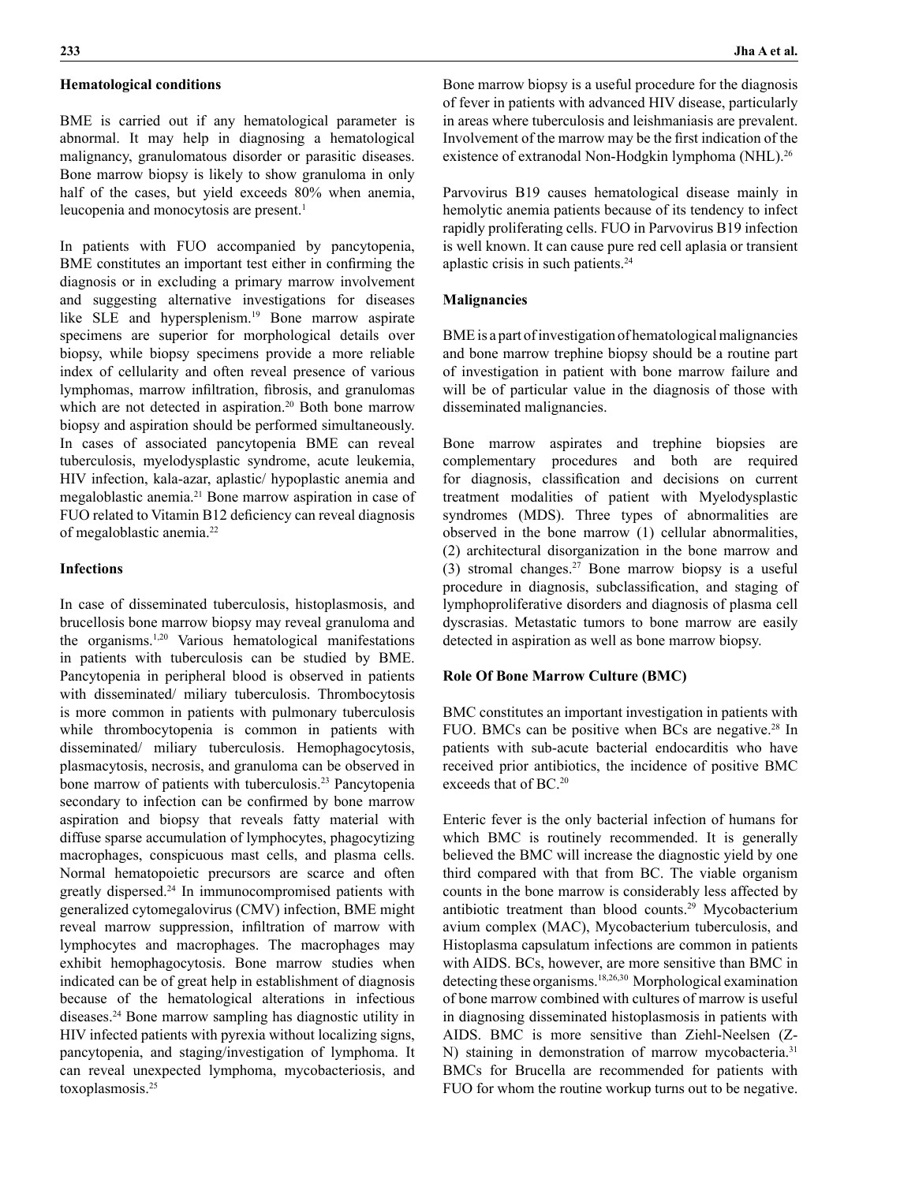### Hematological conditions

BME is carried out if any hematological parameter is abnormal. It may help in diagnosing a hematological malignancy, granulomatous disorder or parasitic diseases. Bone marrow biopsy is likely to show granuloma in only half of the cases, but yield exceeds 80% when anemia, leucopenia and monocytosis are present.[1]

In patients with FUO accompanied by pancytopenia, BME constitutes an important test either in confirming the diagnosis or in excluding a primary marrow involvement and suggesting alternative investigations for diseases like SLE and hypersplenism.[19] Bone marrow aspirate specimens are superior for morphological details over biopsy, while biopsy specimens provide a more reliable index of cellularity and often reveal presence of various lymphomas, marrow infiltration, fibrosis, and granulomas which are not detected in aspiration.[20] Both bone marrow biopsy and aspiration should be performed simultaneously. In cases of associated pancytopenia BME can reveal tuberculosis, myelodysplastic syndrome, acute leukemia, HIV infection, kala-azar, aplastic/ hypoplastic anemia and megaloblastic anemia.[21] Bone marrow aspiration in case of FUO related to Vitamin B12 deficiency can reveal diagnosis of megaloblastic anemia.[22]

### Infections

In case of disseminated tuberculosis, histoplasmosis, and brucellosis bone marrow biopsy may reveal granuloma and the organisms.[1,20] Various hematological manifestations in patients with tuberculosis can be studied by BME. Pancytopenia in peripheral blood is observed in patients with disseminated/ miliary tuberculosis. Thrombocytosis is more common in patients with pulmonary tuberculosis while thrombocytopenia is common in patients with disseminated/ miliary tuberculosis. Hemophagocytosis, plasmacytosis, necrosis, and granuloma can be observed in bone marrow of patients with tuberculosis.[23] Pancytopenia secondary to infection can be confirmed by bone marrow aspiration and biopsy that reveals fatty material with diffuse sparse accumulation of lymphocytes, phagocytizing macrophages, conspicuous mast cells, and plasma cells. Normal hematopoietic precursors are scarce and often greatly dispersed.[24] In immunocompromised patients with generalized cytomegalovirus (CMV) infection, BME might reveal marrow suppression, infiltration of marrow with lymphocytes and macrophages. The macrophages may exhibit hemophagocytosis. Bone marrow studies when indicated can be of great help in establishment of diagnosis because of the hematological alterations in infectious diseases.[24] Bone marrow sampling has diagnostic utility in HIV infected patients with pyrexia without localizing signs, pancytopenia, and staging/investigation of lymphoma. It can reveal unexpected lymphoma, mycobacteriosis, and toxoplasmosis.[25]

Bone marrow biopsy is a useful procedure for the diagnosis of fever in patients with advanced HIV disease, particularly in areas where tuberculosis and leishmaniasis are prevalent. Involvement of the marrow may be the first indication of the existence of extranodal Non-Hodgkin lymphoma (NHL).[26]

Parvovirus B19 causes hematological disease mainly in hemolytic anemia patients because of its tendency to infect rapidly proliferating cells. FUO in Parvovirus B19 infection is well known. It can cause pure red cell aplasia or transient aplastic crisis in such patients.[24]

### Malignancies

BME is a part of investigation of hematological malignancies and bone marrow trephine biopsy should be a routine part of investigation in patient with bone marrow failure and will be of particular value in the diagnosis of those with disseminated malignancies.

Bone marrow aspirates and trephine biopsies are complementary procedures and both are required for diagnosis, classification and decisions on current treatment modalities of patient with Myelodysplastic syndromes (MDS). Three types of abnormalities are observed in the bone marrow (1) cellular abnormalities, (2) architectural disorganization in the bone marrow and (3) stromal changes.[27] Bone marrow biopsy is a useful procedure in diagnosis, subclassification, and staging of lymphoproliferative disorders and diagnosis of plasma cell dyscrasias. Metastatic tumors to bone marrow are easily detected in aspiration as well as bone marrow biopsy.

### Role Of Bone Marrow Culture (BMC)

BMC constitutes an important investigation in patients with FUO. BMCs can be positive when BCs are negative.[28] In patients with sub-acute bacterial endocarditis who have received prior antibiotics, the incidence of positive BMC exceeds that of BC.[20]

Enteric fever is the only bacterial infection of humans for which BMC is routinely recommended. It is generally believed the BMC will increase the diagnostic yield by one third compared with that from BC. The viable organism counts in the bone marrow is considerably less affected by antibiotic treatment than blood counts.[29] Mycobacterium avium complex (MAC), Mycobacterium tuberculosis, and Histoplasma capsulatum infections are common in patients with AIDS. BCs, however, are more sensitive than BMC in detecting these organisms.[18,26,30] Morphological examination of bone marrow combined with cultures of marrow is useful in diagnosing disseminated histoplasmosis in patients with AIDS. BMC is more sensitive than Ziehl-Neelsen (Z-N) staining in demonstration of marrow mycobacteria.[31] BMCs for Brucella are recommended for patients with FUO for whom the routine workup turns out to be negative.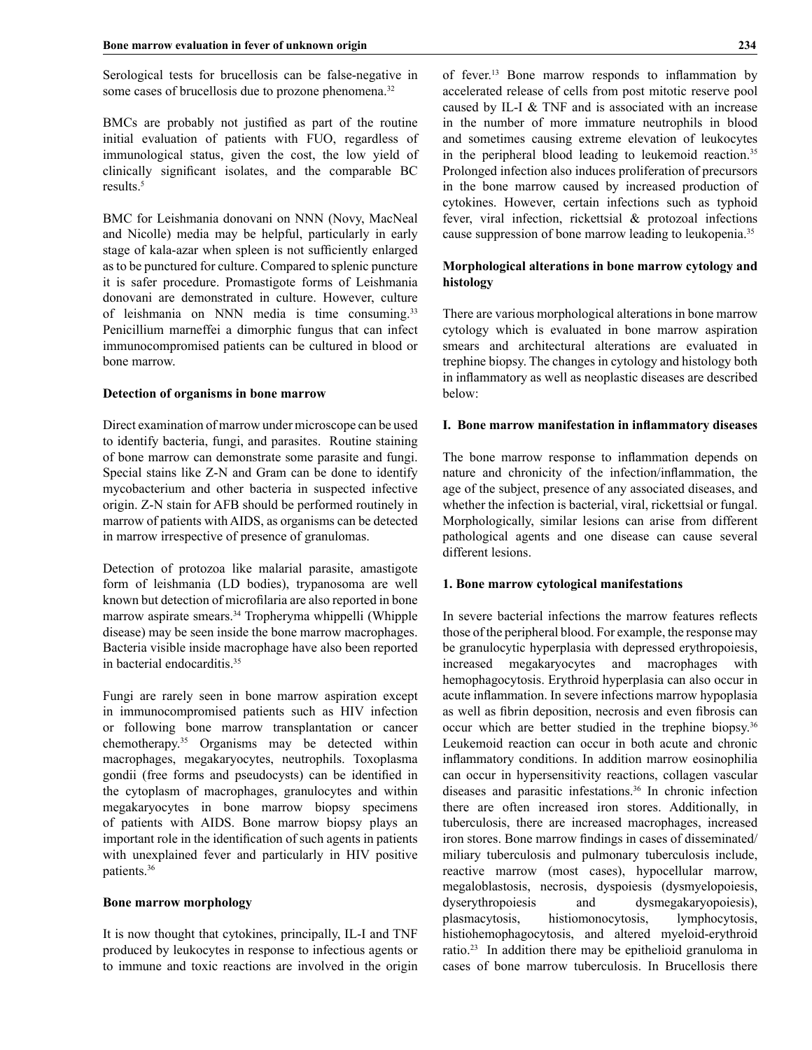Serological tests for brucellosis can be false-negative in some cases of brucellosis due to prozone phenomena.[32]

BMCs are probably not justified as part of the routine initial evaluation of patients with FUO, regardless of immunological status, given the cost, the low yield of clinically significant isolates, and the comparable BC results.[5]

BMC for Leishmania donovani on NNN (Novy, MacNeal and Nicolle) media may be helpful, particularly in early stage of kala-azar when spleen is not sufficiently enlarged as to be punctured for culture. Compared to splenic puncture it is safer procedure. Promastigote forms of Leishmania donovani are demonstrated in culture. However, culture of leishmania on NNN media is time consuming.[33] Penicillium marneffei a dimorphic fungus that can infect immunocompromised patients can be cultured in blood or bone marrow.

**Detection of organisms in bone marrow**

Direct examination of marrow under microscope can be used to identify bacteria, fungi, and parasites. Routine staining of bone marrow can demonstrate some parasite and fungi. Special stains like Z-N and Gram can be done to identify mycobacterium and other bacteria in suspected infective origin. Z-N stain for AFB should be performed routinely in marrow of patients with AIDS, as organisms can be detected in marrow irrespective of presence of granulomas.

Detection of protozoa like malarial parasite, amastigote form of leishmania (LD bodies), trypanosoma are well known but detection of microfilaria are also reported in bone marrow aspirate smears.[34] Tropheryma whippelli (Whipple disease) may be seen inside the bone marrow macrophages. Bacteria visible inside macrophage have also been reported in bacterial endocarditis.[35]

Fungi are rarely seen in bone marrow aspiration except in immunocompromised patients such as HIV infection or following bone marrow transplantation or cancer chemotherapy.[35] Organisms may be detected within macrophages, megakaryocytes, neutrophils. Toxoplasma gondii (free forms and pseudocysts) can be identified in the cytoplasm of macrophages, granulocytes and within megakaryocytes in bone marrow biopsy specimens of patients with AIDS. Bone marrow biopsy plays an important role in the identification of such agents in patients with unexplained fever and particularly in HIV positive patients.[36]

**Bone marrow morphology**

It is now thought that cytokines, principally, IL-I and TNF produced by leukocytes in response to infectious agents or to immune and toxic reactions are involved in the origin of fever.[13] Bone marrow responds to inflammation by accelerated release of cells from post mitotic reserve pool caused by IL-I & TNF and is associated with an increase in the number of more immature neutrophils in blood and sometimes causing extreme elevation of leukocytes in the peripheral blood leading to leukemoid reaction.[35] Prolonged infection also induces proliferation of precursors in the bone marrow caused by increased production of cytokines. However, certain infections such as typhoid fever, viral infection, rickettsial & protozoal infections cause suppression of bone marrow leading to leukopenia.[35]

**Morphological alterations in bone marrow cytology and histology**

There are various morphological alterations in bone marrow cytology which is evaluated in bone marrow aspiration smears and architectural alterations are evaluated in trephine biopsy. The changes in cytology and histology both in inflammatory as well as neoplastic diseases are described below:

**I. Bone marrow manifestation in inflammatory diseases**

The bone marrow response to inflammation depends on nature and chronicity of the infection/inflammation, the age of the subject, presence of any associated diseases, and whether the infection is bacterial, viral, rickettsial or fungal. Morphologically, similar lesions can arise from different pathological agents and one disease can cause several different lesions.

**1. Bone marrow cytological manifestations**

In severe bacterial infections the marrow features reflects those of the peripheral blood. For example, the response may be granulocytic hyperplasia with depressed erythropoiesis, increased megakaryocytes and macrophages with hemophagocytosis. Erythroid hyperplasia can also occur in acute inflammation. In severe infections marrow hypoplasia as well as fibrin deposition, necrosis and even fibrosis can occur which are better studied in the trephine biopsy.[36] Leukemoid reaction can occur in both acute and chronic inflammatory conditions. In addition marrow eosinophilia can occur in hypersensitivity reactions, collagen vascular diseases and parasitic infestations.[36] In chronic infection there are often increased iron stores. Additionally, in tuberculosis, there are increased macrophages, increased iron stores. Bone marrow findings in cases of disseminated/miliary tuberculosis and pulmonary tuberculosis include, reactive marrow (most cases), hypocellular marrow, megaloblastosis, necrosis, dyspoiesis (dysmyelopoiesis, dyserythropoiesis and dysmegakaryopoiesis), plasmacytosis, histiomonocytosis, lymphocytosis, histiohemophagocytosis, and altered myeloid-erythroid ratio.[23] In addition there may be epithelioid granuloma in cases of bone marrow tuberculosis. In Brucellosis there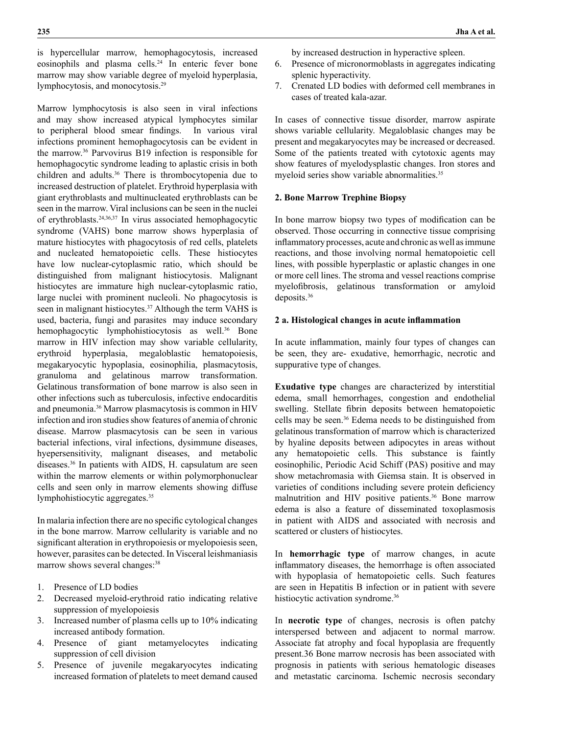is hypercellular marrow, hemophagocytosis, increased eosinophils and plasma cells.[24] In enteric fever bone marrow may show variable degree of myeloid hyperplasia, lymphocytosis, and monocytosis.[29]

Marrow lymphocytosis is also seen in viral infections and may show increased atypical lymphocytes similar to peripheral blood smear findings. In various viral infections prominent hemophagocytosis can be evident in the marrow.[36] Parvovirus B19 infection is responsible for hemophagocytic syndrome leading to aplastic crisis in both children and adults.[36] There is thrombocytopenia due to increased destruction of platelet. Erythroid hyperplasia with giant erythroblasts and multinucleated erythroblasts can be seen in the marrow. Viral inclusions can be seen in the nuclei of erythroblasts.[24,36,37] In virus associated hemophagocytic syndrome (VAHS) bone marrow shows hyperplasia of mature histiocytes with phagocytosis of red cells, platelets and nucleated hematopoietic cells. These histiocytes have low nuclear-cytoplasmic ratio, which should be distinguished from malignant histiocytosis. Malignant histiocytes are immature high nuclear-cytoplasmic ratio, large nuclei with prominent nucleoli. No phagocytosis is seen in malignant histiocytes.[37] Although the term VAHS is used, bacteria, fungi and parasites may induce secondary hemophagocytic lymphohistiocytosis as well.[36] Bone marrow in HIV infection may show variable cellularity, erythroid hyperplasia, megaloblastic hematopoiesis, megakaryocytic hypoplasia, eosinophilia, plasmacytosis, granuloma and gelatinous marrow transformation. Gelatinous transformation of bone marrow is also seen in other infections such as tuberculosis, infective endocarditis and pneumonia.[36] Marrow plasmacytosis is common in HIV infection and iron studies show features of anemia of chronic disease. Marrow plasmacytosis can be seen in various bacterial infections, viral infections, dysimmune diseases, hyepersensitivity, malignant diseases, and metabolic diseases.[36] In patients with AIDS, H. capsulatum are seen within the marrow elements or within polymorphonuclear cells and seen only in marrow elements showing diffuse lymphohistiocytic aggregates.[35]

In malaria infection there are no specific cytological changes in the bone marrow. Marrow cellularity is variable and no significant alteration in erythropoiesis or myelopoiesis seen, however, parasites can be detected. In Visceral leishmaniasis marrow shows several changes:[38]

1. Presence of LD bodies
2. Decreased myeloid-erythroid ratio indicating relative suppression of myelopoiesis
3. Increased number of plasma cells up to 10% indicating increased antibody formation.
4. Presence of giant metamyelocytes indicating suppression of cell division
5. Presence of juvenile megakaryocytes indicating increased formation of platelets to meet demand caused by increased destruction in hyperactive spleen.
6. Presence of micronormoblasts in aggregates indicating splenic hyperactivity.
7. Crenated LD bodies with deformed cell membranes in cases of treated kala-azar.

In cases of connective tissue disorder, marrow aspirate shows variable cellularity. Megaloblasic changes may be present and megakaryocytes may be increased or decreased. Some of the patients treated with cytotoxic agents may show features of myelodysplastic changes. Iron stores and myeloid series show variable abnormalities.[35]

## 2. Bone Marrow Trephine Biopsy

In bone marrow biopsy two types of modification can be observed. Those occurring in connective tissue comprising inflammatory processes, acute and chronic as well as immune reactions, and those involving normal hematopoietic cell lines, with possible hyperplastic or aplastic changes in one or more cell lines. The stroma and vessel reactions comprise myelofibrosis, gelatinous transformation or amyloid deposits.[36]

### 2 a. Histological changes in acute inflammation

In acute inflammation, mainly four types of changes can be seen, they are- exudative, hemorrhagic, necrotic and suppurative type of changes.

**Exudative type** changes are characterized by interstitial edema, small hemorrhages, congestion and endothelial swelling. Stellate fibrin deposits between hematopoietic cells may be seen.[36] Edema needs to be distinguished from gelatinous transformation of marrow which is characterized by hyaline deposits between adipocytes in areas without any hematopoietic cells. This substance is faintly eosinophilic, Periodic Acid Schiff (PAS) positive and may show metachromasia with Giemsa stain. It is observed in varieties of conditions including severe protein deficiency malnutrition and HIV positive patients.[36] Bone marrow edema is also a feature of disseminated toxoplasmosis in patient with AIDS and associated with necrosis and scattered or clusters of histiocytes.

In **hemorrhagic type** of marrow changes, in acute inflammatory diseases, the hemorrhage is often associated with hypoplasia of hematopoietic cells. Such features are seen in Hepatitis B infection or in patient with severe histiocytic activation syndrome.[36]

In **necrotic type** of changes, necrosis is often patchy interspersed between and adjacent to normal marrow. Associate fat atrophy and focal hypoplasia are frequently present.36 Bone marrow necrosis has been associated with prognosis in patients with serious hematologic diseases and metastatic carcinoma. Ischemic necrosis secondary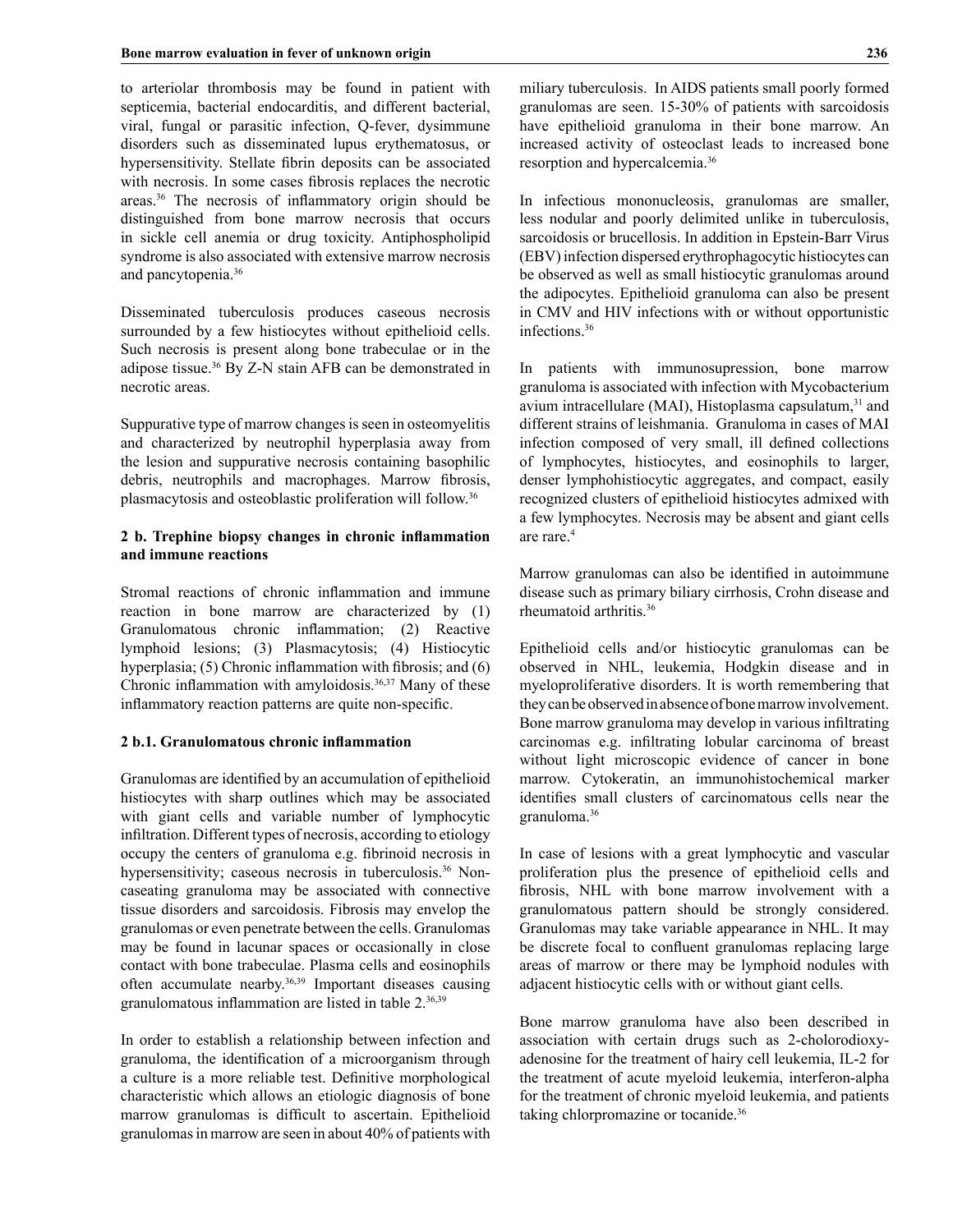to arteriolar thrombosis may be found in patient with septicemia, bacterial endocarditis, and different bacterial, viral, fungal or parasitic infection, Q-fever, dysimmune disorders such as disseminated lupus erythematosus, or hypersensitivity. Stellate fibrin deposits can be associated with necrosis. In some cases fibrosis replaces the necrotic areas.[36] The necrosis of inflammatory origin should be distinguished from bone marrow necrosis that occurs in sickle cell anemia or drug toxicity. Antiphospholipid syndrome is also associated with extensive marrow necrosis and pancytopenia.[36]

Disseminated tuberculosis produces caseous necrosis surrounded by a few histiocytes without epithelioid cells. Such necrosis is present along bone trabeculae or in the adipose tissue.[36] By Z-N stain AFB can be demonstrated in necrotic areas.

Suppurative type of marrow changes is seen in osteomyelitis and characterized by neutrophil hyperplasia away from the lesion and suppurative necrosis containing basophilic debris, neutrophils and macrophages. Marrow fibrosis, plasmacytosis and osteoblastic proliferation will follow.[36]

### 2 b. Trephine biopsy changes in chronic inflammation and immune reactions

Stromal reactions of chronic inflammation and immune reaction in bone marrow are characterized by (1) Granulomatous chronic inflammation; (2) Reactive lymphoid lesions; (3) Plasmacytosis; (4) Histiocytic hyperplasia; (5) Chronic inflammation with fibrosis; and (6) Chronic inflammation with amyloidosis.[36,37] Many of these inflammatory reaction patterns are quite non-specific.

#### 2 b.1. Granulomatous chronic inflammation

Granulomas are identified by an accumulation of epithelioid histiocytes with sharp outlines which may be associated with giant cells and variable number of lymphocytic infiltration. Different types of necrosis, according to etiology occupy the centers of granuloma e.g. fibrinoid necrosis in hypersensitivity; caseous necrosis in tuberculosis.[36] Non-caseating granuloma may be associated with connective tissue disorders and sarcoidosis. Fibrosis may envelop the granulomas or even penetrate between the cells. Granulomas may be found in lacunar spaces or occasionally in close contact with bone trabeculae. Plasma cells and eosinophils often accumulate nearby.[36,39] Important diseases causing granulomatous inflammation are listed in table 2.[36,39]

In order to establish a relationship between infection and granuloma, the identification of a microorganism through a culture is a more reliable test. Definitive morphological characteristic which allows an etiologic diagnosis of bone marrow granulomas is difficult to ascertain. Epithelioid granulomas in marrow are seen in about 40% of patients with miliary tuberculosis. In AIDS patients small poorly formed granulomas are seen. 15-30% of patients with sarcoidosis have epithelioid granuloma in their bone marrow. An increased activity of osteoclast leads to increased bone resorption and hypercalcemia.[36]

In infectious mononucleosis, granulomas are smaller, less nodular and poorly delimited unlike in tuberculosis, sarcoidosis or brucellosis. In addition in Epstein-Barr Virus (EBV) infection dispersed erythrophagocytic histiocytes can be observed as well as small histiocytic granulomas around the adipocytes. Epithelioid granuloma can also be present in CMV and HIV infections with or without opportunistic infections.[36]

In patients with immunosupression, bone marrow granuloma is associated with infection with Mycobacterium avium intracellulare (MAI), Histoplasma capsulatum,[31] and different strains of leishmania. Granuloma in cases of MAI infection composed of very small, ill defined collections of lymphocytes, histiocytes, and eosinophils to larger, denser lymphohistiocytic aggregates, and compact, easily recognized clusters of epithelioid histiocytes admixed with a few lymphocytes. Necrosis may be absent and giant cells are rare.[4]

Marrow granulomas can also be identified in autoimmune disease such as primary biliary cirrhosis, Crohn disease and rheumatoid arthritis.[36]

Epithelioid cells and/or histiocytic granulomas can be observed in NHL, leukemia, Hodgkin disease and in myeloproliferative disorders. It is worth remembering that they can be observed in absence of bone marrow involvement. Bone marrow granuloma may develop in various infiltrating carcinomas e.g. infiltrating lobular carcinoma of breast without light microscopic evidence of cancer in bone marrow. Cytokeratin, an immunohistochemical marker identifies small clusters of carcinomatous cells near the granuloma.[36]

In case of lesions with a great lymphocytic and vascular proliferation plus the presence of epithelioid cells and fibrosis, NHL with bone marrow involvement with a granulomatous pattern should be strongly considered. Granulomas may take variable appearance in NHL. It may be discrete focal to confluent granulomas replacing large areas of marrow or there may be lymphoid nodules with adjacent histiocytic cells with or without giant cells.

Bone marrow granuloma have also been described in association with certain drugs such as 2-cholorodioxy-adenosine for the treatment of hairy cell leukemia, IL-2 for the treatment of acute myeloid leukemia, interferon-alpha for the treatment of chronic myeloid leukemia, and patients taking chlorpromazine or tocanide.[36]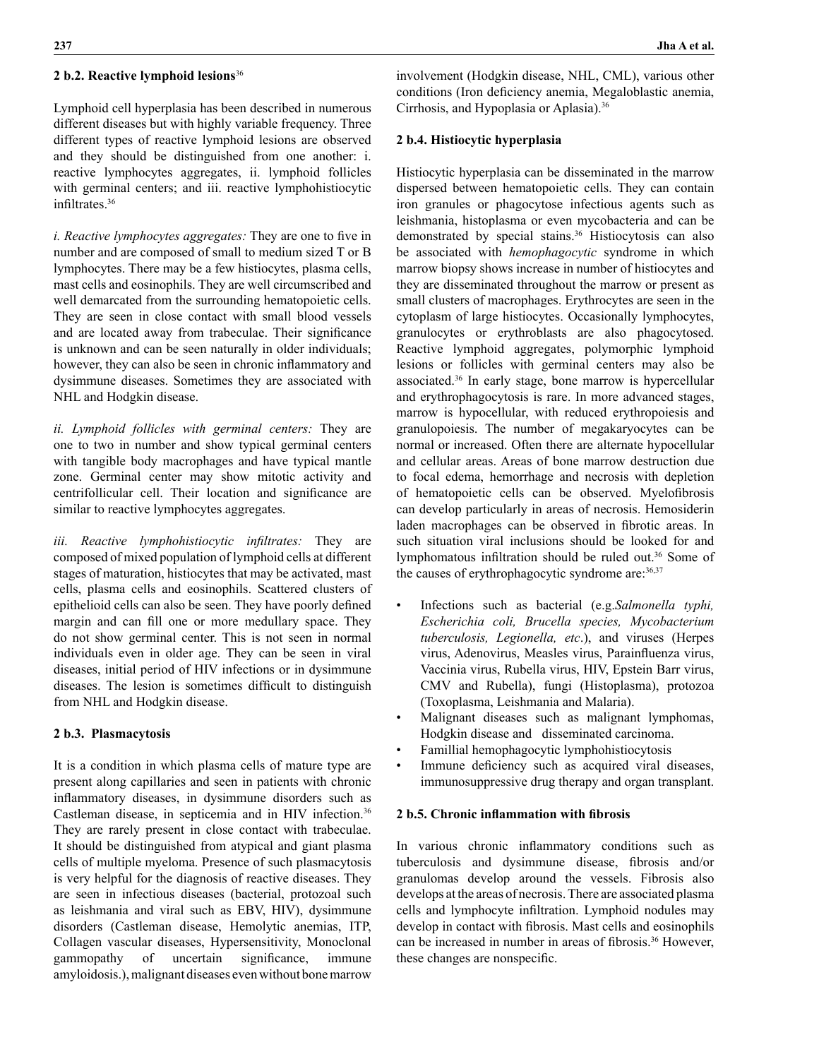### 2 b.2. Reactive lymphoid lesions[36]

Lymphoid cell hyperplasia has been described in numerous different diseases but with highly variable frequency. Three different types of reactive lymphoid lesions are observed and they should be distinguished from one another: i. reactive lymphocytes aggregates, ii. lymphoid follicles with germinal centers; and iii. reactive lymphohistiocytic infiltrates.[36]

*i. Reactive lymphocytes aggregates:* They are one to five in number and are composed of small to medium sized T or B lymphocytes. There may be a few histiocytes, plasma cells, mast cells and eosinophils. They are well circumscribed and well demarcated from the surrounding hematopoietic cells. They are seen in close contact with small blood vessels and are located away from trabeculae. Their significance is unknown and can be seen naturally in older individuals; however, they can also be seen in chronic inflammatory and dysimmune diseases. Sometimes they are associated with NHL and Hodgkin disease.

*ii. Lymphoid follicles with germinal centers:* They are one to two in number and show typical germinal centers with tangible body macrophages and have typical mantle zone. Germinal center may show mitotic activity and centrifollicular cell. Their location and significance are similar to reactive lymphocytes aggregates.

*iii. Reactive lymphohistiocytic infiltrates:* They are composed of mixed population of lymphoid cells at different stages of maturation, histiocytes that may be activated, mast cells, plasma cells and eosinophils. Scattered clusters of epithelioid cells can also be seen. They have poorly defined margin and can fill one or more medullary space. They do not show germinal center. This is not seen in normal individuals even in older age. They can be seen in viral diseases, initial period of HIV infections or in dysimmune diseases. The lesion is sometimes difficult to distinguish from NHL and Hodgkin disease.

### 2 b.3. Plasmacytosis

It is a condition in which plasma cells of mature type are present along capillaries and seen in patients with chronic inflammatory diseases, in dysimmune disorders such as Castleman disease, in septicemia and in HIV infection.[36] They are rarely present in close contact with trabeculae. It should be distinguished from atypical and giant plasma cells of multiple myeloma. Presence of such plasmacytosis is very helpful for the diagnosis of reactive diseases. They are seen in infectious diseases (bacterial, protozoal such as leishmania and viral such as EBV, HIV), dysimmune disorders (Castleman disease, Hemolytic anemias, ITP, Collagen vascular diseases, Hypersensitivity, Monoclonal gammopathy of uncertain significance, immune amyloidosis.), malignant diseases even without bone marrow involvement (Hodgkin disease, NHL, CML), various other conditions (Iron deficiency anemia, Megaloblastic anemia, Cirrhosis, and Hypoplasia or Aplasia).[36]

### 2 b.4. Histiocytic hyperplasia

Histiocytic hyperplasia can be disseminated in the marrow dispersed between hematopoietic cells. They can contain iron granules or phagocytose infectious agents such as leishmania, histoplasma or even mycobacteria and can be demonstrated by special stains.[36] Histiocytosis can also be associated with *hemophagocytic* syndrome in which marrow biopsy shows increase in number of histiocytes and they are disseminated throughout the marrow or present as small clusters of macrophages. Erythrocytes are seen in the cytoplasm of large histiocytes. Occasionally lymphocytes, granulocytes or erythroblasts are also phagocytosed. Reactive lymphoid aggregates, polymorphic lymphoid lesions or follicles with germinal centers may also be associated.[36] In early stage, bone marrow is hypercellular and erythrophagocytosis is rare. In more advanced stages, marrow is hypocellular, with reduced erythropoiesis and granulopoiesis. The number of megakaryocytes can be normal or increased. Often there are alternate hypocellular and cellular areas. Areas of bone marrow destruction due to focal edema, hemorrhage and necrosis with depletion of hematopoietic cells can be observed. Myelofibrosis can develop particularly in areas of necrosis. Hemosiderin laden macrophages can be observed in fibrotic areas. In such situation viral inclusions should be looked for and lymphomatous infiltration should be ruled out.[36] Some of the causes of erythrophagocytic syndrome are:[36,37]

- Infections such as bacterial (e.g.*Salmonella typhi, Escherichia coli, Brucella species, Mycobacterium tuberculosis, Legionella, etc*.), and viruses (Herpes virus, Adenovirus, Measles virus, Parainfluenza virus, Vaccinia virus, Rubella virus, HIV, Epstein Barr virus, CMV and Rubella), fungi (Histoplasma), protozoa (Toxoplasma, Leishmania and Malaria).
- Malignant diseases such as malignant lymphomas, Hodgkin disease and disseminated carcinoma.
- Famillial hemophagocytic lymphohistiocytosis
- Immune deficiency such as acquired viral diseases, immunosuppressive drug therapy and organ transplant.

### 2 b.5. Chronic inflammation with fibrosis

In various chronic inflammatory conditions such as tuberculosis and dysimmune disease, fibrosis and/or granulomas develop around the vessels. Fibrosis also develops at the areas of necrosis. There are associated plasma cells and lymphocyte infiltration. Lymphoid nodules may develop in contact with fibrosis. Mast cells and eosinophils can be increased in number in areas of fibrosis.[36] However, these changes are nonspecific.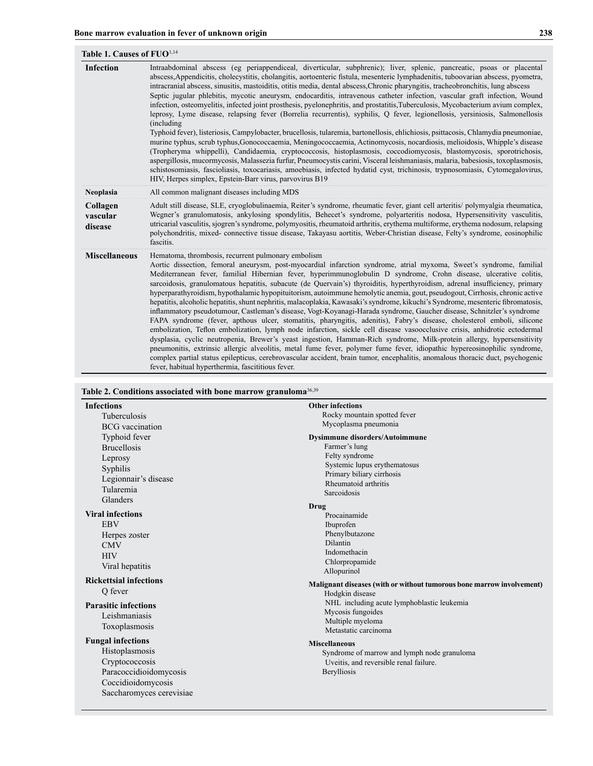**Table 1. Causes of FUO**[1,14]

| | |
|---|---|
| **Infection** | Intraabdominal abscess (eg periappendiceal, diverticular, subphrenic); liver, splenic, pancreatic, psoas or placental abscess,Appendicitis, cholecystitis, cholangitis, aortoenteric fistula, mesenteric lymphadenitis, tuboovarian abscess, pyometra, intracranial abscess, sinusitis, mastoiditis, otitis media, dental abscess,Chronic pharyngitis, tracheobronchitis, lung abscess Septic jugular phlebitis, mycotic aneurysm, endocarditis, intravenous catheter infection, vascular graft infection, Wound infection, osteomyelitis, infected joint prosthesis, pyelonephritis, and prostatitis,Tuberculosis, Mycobacterium avium complex, leprosy, Lyme disease, relapsing fever (Borrelia recurrentis), syphilis, Q fever, legionellosis, yersiniosis, Salmonellosis (including Typhoid fever), listeriosis, Campylobacter, brucellosis, tularemia, bartonellosis, ehlichiosis, psittacosis, Chlamydia pneumoniae, murine typhus, scrub typhus,Gonococcaemia, Meningococcaemia, Actinomycosis, nocardiosis, melioidosis, Whipple's disease (Tropheryma whippelli), Candidaemia, cryptococcosis, histoplasmosis, coccodiomycosis, blastomycosis, sporotrichosis, aspergillosis, mucormycosis, Malassezia furfur, Pneumocystis carini, Visceral leishmaniasis, malaria, babesiosis, toxoplasmosis, schistosomiasis, fascioliasis, toxocariasis, amoebiasis, infected hydatid cyst, trichinosis, trypnosomiasis, Cytomegalovirus, HIV, Herpes simplex, Epstein-Barr virus, parvovirus B19 |
| **Neoplasia** | All common malignant diseases including MDS |
| **Collagen vascular disease** | Adult still disease, SLE, cryoglobulinaemia, Reiter's syndrome, rheumatic fever, giant cell arteritis/ polymyalgia rheumatica, Wegner's granulomatosis, ankylosing spondylitis, Behecet's syndrome, polyarteritis nodosa, Hypersensitivity vasculitis, utricarial vasculitis, sjogren's syndrome, polymyositis, rheumatoid arthritis, erythema multiforme, erythema nodosum, relapsing polychondritis, mixed- connective tissue disease, Takayasu aortitis, Weber-Christian disease, Felty's syndrome, eosinophilic fascitis. |
| **Miscellaneous** | Hematoma, thrombosis, recurrent pulmonary embolism Aortic dissection, femoral aneurysm, post-myocardial infarction syndrome, atrial myxoma, Sweet's syndrome, familial Mediterranean fever, familial Hibernian fever, hyperimmunoglobulin D syndrome, Crohn disease, ulcerative colitis, sarcoidosis, granulomatous hepatitis, subacute (de Quervain's) thyroiditis, hyperthyroidism, adrenal insufficiency, primary hyperparathyroidism, hypothalamic hypopituitorism, autoimmune hemolytic anemia, gout, pseudogout, Cirrhosis, chronic active hepatitis, alcoholic hepatitis, shunt nephritis, malacoplakia, Kawasaki's syndrome, kikuchi's Syndrome, mesenteric fibromatosis, inflammatory pseudotumour, Castleman's disease, Vogt-Koyanagi-Harada syndrome, Gaucher disease, Schnitzler's syndrome FAPA syndrome (fever, apthous ulcer, stomatitis, pharyngitis, adenitis), Fabry's disease, cholesterol emboli, silicone embolization, Teflon embolization, lymph node infarction, sickle cell disease vasoocclusive crisis, anhidrotic ectodermal dysplasia, cyclic neutropenia, Brewer's yeast ingestion, Hamman-Rich syndrome, Milk-protein allergy, hypersensitivity pneumonitis, extrinsic allergic alveolitis, metal fume fever, polymer fume fever, idiopathic hypereosinophilic syndrome, complex partial status epilepticus, cerebrovascular accident, brain tumor, encephalitis, anomalous thoracic duct, psychogenic fever, habitual hyperthermia, fascititious fever. |

**Table 2. Conditions associated with bone marrow granuloma**[36,39]

**Infections**
- Tuberculosis
- BCG vaccination
- Typhoid fever
- Brucellosis
- Leprosy
- Syphilis
- Legionnair's disease
- Tularemia
- Glanders

**Viral infections**
- EBV
- Herpes zoster
- CMV
- HIV
- Viral hepatitis

**Rickettsial infections**
- Q fever

**Parasitic infections**
- Leishmaniasis
- Toxoplasmosis

**Fungal infections**
- Histoplasmosis
- Cryptococcosis
- Paracoccidioidomycosis
- Coccidioidomycosis
- Saccharomyces cerevisiae

**Other infections**
- Rocky mountain spotted fever
- Mycoplasma pneumonia

**Dysimmune disorders/Autoimmune**
- Farmer's lung
- Felty syndrome
- Systemic lupus erythematosus
- Primary biliary cirrhosis
- Rheumatoid arthritis
- Sarcoidosis

**Drug**
- Procainamide
- Ibuprofen
- Phenylbutazone
- Dilantin
- Indomethacin
- Chlorpropamide
- Allopurinol

**Malignant diseases (with or without tumorous bone marrow involvement)**
- Hodgkin disease
- NHL including acute lymphoblastic leukemia
- Mycosis fungoides
- Multiple myeloma
- Metastatic carcinoma

**Miscellaneous**
- Syndrome of marrow and lymph node granuloma
- Uveitis, and reversible renal failure.
- Berylliosis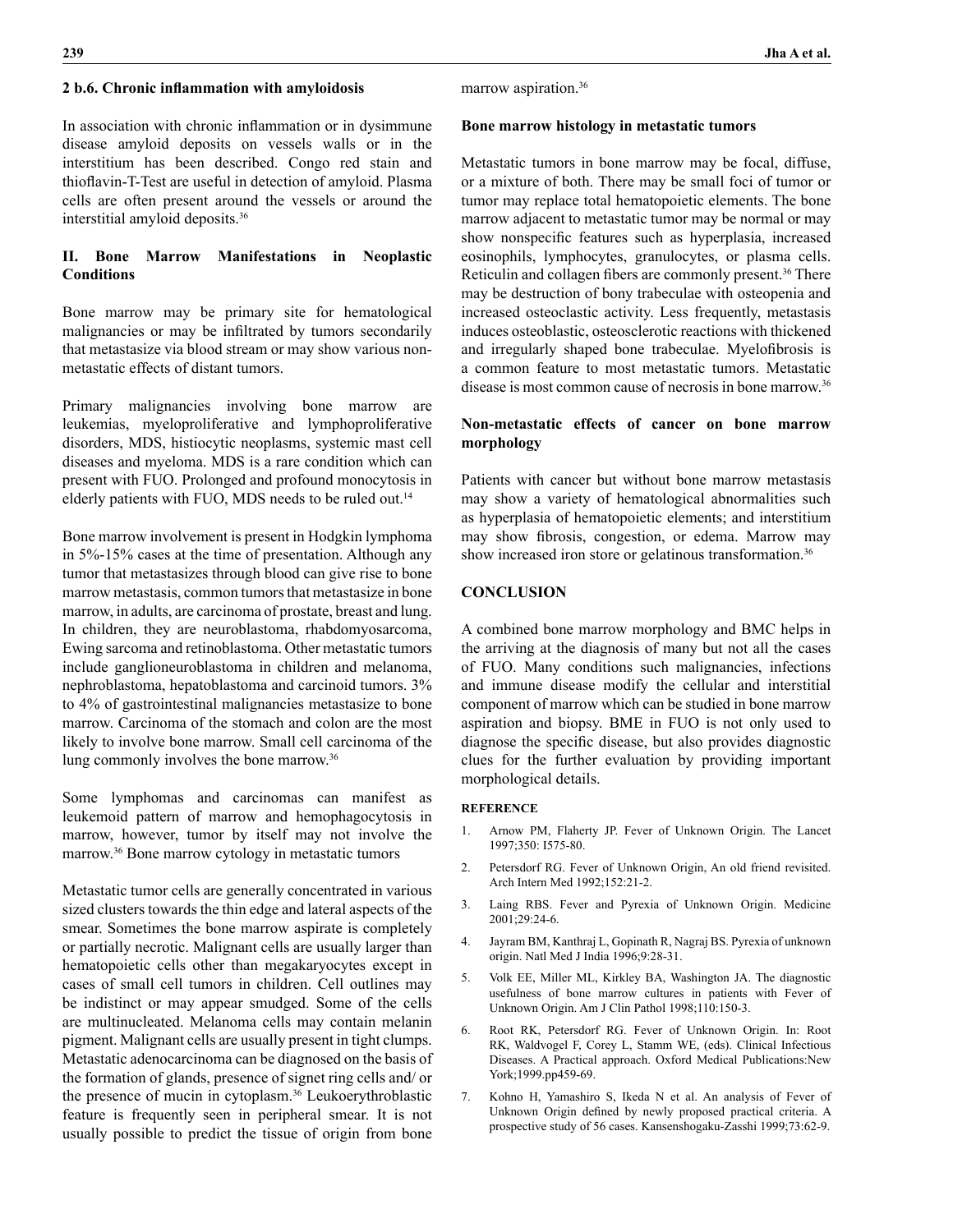### 2 b.6. Chronic inflammation with amyloidosis

In association with chronic inflammation or in dysimmune disease amyloid deposits on vessels walls or in the interstitium has been described. Congo red stain and thioflavin-T-Test are useful in detection of amyloid. Plasma cells are often present around the vessels or around the interstitial amyloid deposits.[36]

## II. Bone Marrow Manifestations in Neoplastic Conditions

Bone marrow may be primary site for hematological malignancies or may be infiltrated by tumors secondarily that metastasize via blood stream or may show various non-metastatic effects of distant tumors.

Primary malignancies involving bone marrow are leukemias, myeloproliferative and lymphoproliferative disorders, MDS, histiocytic neoplasms, systemic mast cell diseases and myeloma. MDS is a rare condition which can present with FUO. Prolonged and profound monocytosis in elderly patients with FUO, MDS needs to be ruled out.[14]

Bone marrow involvement is present in Hodgkin lymphoma in 5%-15% cases at the time of presentation. Although any tumor that metastasizes through blood can give rise to bone marrow metastasis, common tumors that metastasize in bone marrow, in adults, are carcinoma of prostate, breast and lung. In children, they are neuroblastoma, rhabdomyosarcoma, Ewing sarcoma and retinoblastoma. Other metastatic tumors include ganglioneuroblastoma in children and melanoma, nephroblastoma, hepatoblastoma and carcinoid tumors. 3% to 4% of gastrointestinal malignancies metastasize to bone marrow. Carcinoma of the stomach and colon are the most likely to involve bone marrow. Small cell carcinoma of the lung commonly involves the bone marrow.[36]

Some lymphomas and carcinomas can manifest as leukemoid pattern of marrow and hemophagocytosis in marrow, however, tumor by itself may not involve the marrow.[36] Bone marrow cytology in metastatic tumors

Metastatic tumor cells are generally concentrated in various sized clusters towards the thin edge and lateral aspects of the smear. Sometimes the bone marrow aspirate is completely or partially necrotic. Malignant cells are usually larger than hematopoietic cells other than megakaryocytes except in cases of small cell tumors in children. Cell outlines may be indistinct or may appear smudged. Some of the cells are multinucleated. Melanoma cells may contain melanin pigment. Malignant cells are usually present in tight clumps. Metastatic adenocarcinoma can be diagnosed on the basis of the formation of glands, presence of signet ring cells and/ or the presence of mucin in cytoplasm.[36] Leukoerythroblastic feature is frequently seen in peripheral smear. It is not usually possible to predict the tissue of origin from bone marrow aspiration.[36]

### Bone marrow histology in metastatic tumors

Metastatic tumors in bone marrow may be focal, diffuse, or a mixture of both. There may be small foci of tumor or tumor may replace total hematopoietic elements. The bone marrow adjacent to metastatic tumor may be normal or may show nonspecific features such as hyperplasia, increased eosinophils, lymphocytes, granulocytes, or plasma cells. Reticulin and collagen fibers are commonly present.[36] There may be destruction of bony trabeculae with osteopenia and increased osteoclastic activity. Less frequently, metastasis induces osteoblastic, osteosclerotic reactions with thickened and irregularly shaped bone trabeculae. Myelofibrosis is a common feature to most metastatic tumors. Metastatic disease is most common cause of necrosis in bone marrow.[36]

### Non-metastatic effects of cancer on bone marrow morphology

Patients with cancer but without bone marrow metastasis may show a variety of hematological abnormalities such as hyperplasia of hematopoietic elements; and interstitium may show fibrosis, congestion, or edema. Marrow may show increased iron store or gelatinous transformation.[36]

## CONCLUSION

A combined bone marrow morphology and BMC helps in the arriving at the diagnosis of many but not all the cases of FUO. Many conditions such malignancies, infections and immune disease modify the cellular and interstitial component of marrow which can be studied in bone marrow aspiration and biopsy. BME in FUO is not only used to diagnose the specific disease, but also provides diagnostic clues for the further evaluation by providing important morphological details.

### REFERENCE

1. Arnow PM, Flaherty JP. Fever of Unknown Origin. The Lancet 1997;350: I575-80.
2. Petersdorf RG. Fever of Unknown Origin, An old friend revisited. Arch Intern Med 1992;152:21-2.
3. Laing RBS. Fever and Pyrexia of Unknown Origin. Medicine 2001;29:24-6.
4. Jayram BM, Kanthraj L, Gopinath R, Nagraj BS. Pyrexia of unknown origin. Natl Med J India 1996;9:28-31.
5. Volk EE, Miller ML, Kirkley BA, Washington JA. The diagnostic usefulness of bone marrow cultures in patients with Fever of Unknown Origin. Am J Clin Pathol 1998;110:150-3.
6. Root RK, Petersdorf RG. Fever of Unknown Origin. In: Root RK, Waldvogel F, Corey L, Stamm WE, (eds). Clinical Infectious Diseases. A Practical approach. Oxford Medical Publications:New York;1999.pp459-69.
7. Kohno H, Yamashiro S, Ikeda N et al. An analysis of Fever of Unknown Origin defined by newly proposed practical criteria. A prospective study of 56 cases. Kansenshogaku-Zasshi 1999;73:62-9.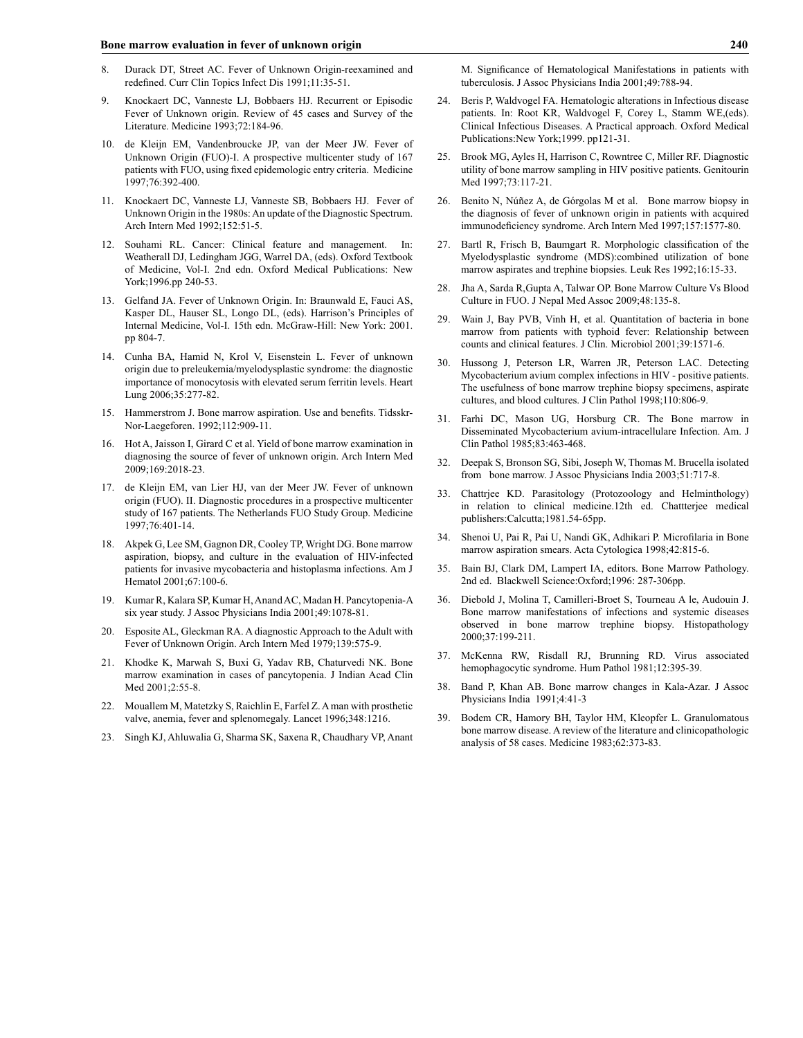8. Durack DT, Street AC. Fever of Unknown Origin-reexamined and redefined. Curr Clin Topics Infect Dis 1991;11:35-51.

9. Knockaert DC, Vanneste LJ, Bobbaers HJ. Recurrent or Episodic Fever of Unknown origin. Review of 45 cases and Survey of the Literature. Medicine 1993;72:184-96.

10. de Kleijn EM, Vandenbroucke JP, van der Meer JW. Fever of Unknown Origin (FUO)-I. A prospective multicenter study of 167 patients with FUO, using fixed epidemologic entry criteria. Medicine 1997;76:392-400.

11. Knockaert DC, Vanneste LJ, Vanneste SB, Bobbaers HJ. Fever of Unknown Origin in the 1980s: An update of the Diagnostic Spectrum. Arch Intern Med 1992;152:51-5.

12. Souhami RL. Cancer: Clinical feature and management. In: Weatherall DJ, Ledingham JGG, Warrel DA, (eds). Oxford Textbook of Medicine, Vol-I. 2nd edn. Oxford Medical Publications: New York;1996.pp 240-53.

13. Gelfand JA. Fever of Unknown Origin. In: Braunwald E, Fauci AS, Kasper DL, Hauser SL, Longo DL, (eds). Harrison's Principles of Internal Medicine, Vol-I. 15th edn. McGraw-Hill: New York: 2001. pp 804-7.

14. Cunha BA, Hamid N, Krol V, Eisenstein L. Fever of unknown origin due to preleukemia/myelodysplastic syndrome: the diagnostic importance of monocytosis with elevated serum ferritin levels. Heart Lung 2006;35:277-82.

15. Hammerstrom J. Bone marrow aspiration. Use and benefits. Tidsskr-Nor-Laegeforen. 1992;112:909-11.

16. Hot A, Jaisson I, Girard C et al. Yield of bone marrow examination in diagnosing the source of fever of unknown origin. Arch Intern Med 2009;169:2018-23.

17. de Kleijn EM, van Lier HJ, van der Meer JW. Fever of unknown origin (FUO). II. Diagnostic procedures in a prospective multicenter study of 167 patients. The Netherlands FUO Study Group. Medicine 1997;76:401-14.

18. Akpek G, Lee SM, Gagnon DR, Cooley TP, Wright DG. Bone marrow aspiration, biopsy, and culture in the evaluation of HIV-infected patients for invasive mycobacteria and histoplasma infections. Am J Hematol 2001;67:100-6.

19. Kumar R, Kalara SP, Kumar H, Anand AC, Madan H. Pancytopenia-A six year study. J Assoc Physicians India 2001;49:1078-81.

20. Esposite AL, Gleckman RA. A diagnostic Approach to the Adult with Fever of Unknown Origin. Arch Intern Med 1979;139:575-9.

21. Khodke K, Marwah S, Buxi G, Yadav RB, Chaturvedi NK. Bone marrow examination in cases of pancytopenia. J Indian Acad Clin Med 2001;2:55-8.

22. Mouallem M, Matetzky S, Raichlin E, Farfel Z. A man with prosthetic valve, anemia, fever and splenomegaly. Lancet 1996;348:1216.

23. Singh KJ, Ahluwalia G, Sharma SK, Saxena R, Chaudhary VP, Anant M. Significance of Hematological Manifestations in patients with tuberculosis. J Assoc Physicians India 2001;49:788-94.

24. Beris P, Waldvogel FA. Hematologic alterations in Infectious disease patients. In: Root KR, Waldvogel F, Corey L, Stamm WE,(eds). Clinical Infectious Diseases. A Practical approach. Oxford Medical Publications:New York;1999. pp121-31.

25. Brook MG, Ayles H, Harrison C, Rowntree C, Miller RF. Diagnostic utility of bone marrow sampling in HIV positive patients. Genitourin Med 1997;73:117-21.

26. Benito N, Núñez A, de Górgolas M et al. Bone marrow biopsy in the diagnosis of fever of unknown origin in patients with acquired immunodeficiency syndrome. Arch Intern Med 1997;157:1577-80.

27. Bartl R, Frisch B, Baumgart R. Morphologic classification of the Myelodysplastic syndrome (MDS):combined utilization of bone marrow aspirates and trephine biopsies. Leuk Res 1992;16:15-33.

28. Jha A, Sarda R,Gupta A, Talwar OP. Bone Marrow Culture Vs Blood Culture in FUO. J Nepal Med Assoc 2009;48:135-8.

29. Wain J, Bay PVB, Vinh H, et al. Quantitation of bacteria in bone marrow from patients with typhoid fever: Relationship between counts and clinical features. J Clin. Microbiol 2001;39:1571-6.

30. Hussong J, Peterson LR, Warren JR, Peterson LAC. Detecting Mycobacterium avium complex infections in HIV - positive patients. The usefulness of bone marrow trephine biopsy specimens, aspirate cultures, and blood cultures. J Clin Pathol 1998;110:806-9.

31. Farhi DC, Mason UG, Horsburg CR. The Bone marrow in Disseminated Mycobacterium avium-intracellulare Infection. Am. J Clin Pathol 1985;83:463-468.

32. Deepak S, Bronson SG, Sibi, Joseph W, Thomas M. Brucella isolated from bone marrow. J Assoc Physicians India 2003;51:717-8.

33. Chattrjee KD. Parasitology (Protozoology and Helminthology) in relation to clinical medicine.12th ed. Chattterjee medical publishers:Calcutta;1981.54-65pp.

34. Shenoi U, Pai R, Pai U, Nandi GK, Adhikari P. Microfilaria in Bone marrow aspiration smears. Acta Cytologica 1998;42:815-6.

35. Bain BJ, Clark DM, Lampert IA, editors. Bone Marrow Pathology. 2nd ed. Blackwell Science:Oxford;1996: 287-306pp.

36. Diebold J, Molina T, Camilleri-Broet S, Tourneau A le, Audouin J. Bone marrow manifestations of infections and systemic diseases observed in bone marrow trephine biopsy. Histopathology 2000;37:199-211.

37. McKenna RW, Risdall RJ, Brunning RD. Virus associated hemophagocytic syndrome. Hum Pathol 1981;12:395-39.

38. Band P, Khan AB. Bone marrow changes in Kala-Azar. J Assoc Physicians India 1991;4:41-3

39. Bodem CR, Hamory BH, Taylor HM, Kleopfer L. Granulomatous bone marrow disease. A review of the literature and clinicopathologic analysis of 58 cases. Medicine 1983;62:373-83.